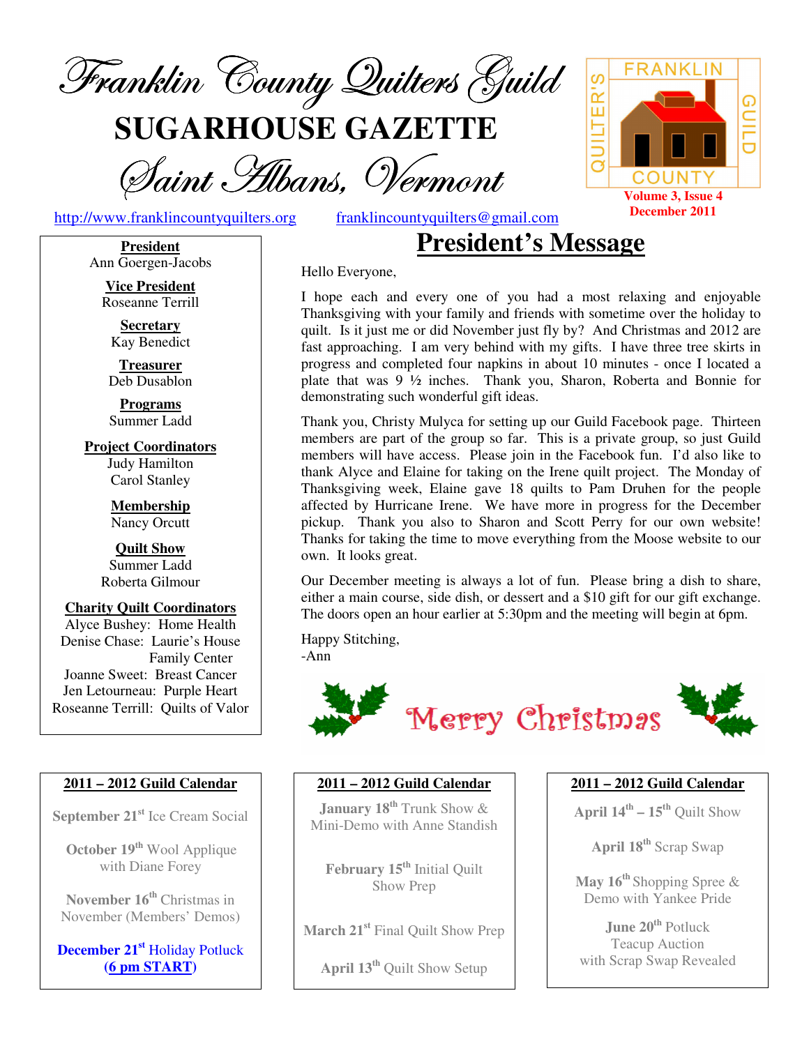# Franklin County Quilters Guild

# SUGARHOUSE GAZETTE

## Saint Albans, Vermont

FRANKLIN COUNTY QUILTER'S GUILD

**Volume 3, Issue 4**
**December 2011**

http://www.franklincountyquilters.org    franklincountyquilters@gmail.com

**President**
Ann Goergen-Jacobs

**Vice President**
Roseanne Terrill

**Secretary**
Kay Benedict

**Treasurer**
Deb Dusablon

**Programs**
Summer Ladd

**Project Coordinators**
Judy Hamilton
Carol Stanley

**Membership**
Nancy Orcutt

**Quilt Show**
Summer Ladd
Roberta Gilmour

**Charity Quilt Coordinators**
Alyce Bushey: Home Health
Denise Chase: Laurie's House Family Center
Joanne Sweet: Breast Cancer
Jen Letourneau: Purple Heart
Roseanne Terrill: Quilts of Valor

## President's Message

Hello Everyone,

I hope each and every one of you had a most relaxing and enjoyable Thanksgiving with your family and friends with sometime over the holiday to quilt. Is it just me or did November just fly by? And Christmas and 2012 are fast approaching. I am very behind with my gifts. I have three tree skirts in progress and completed four napkins in about 10 minutes - once I located a plate that was 9 ½ inches. Thank you, Sharon, Roberta and Bonnie for demonstrating such wonderful gift ideas.

Thank you, Christy Mulyca for setting up our Guild Facebook page. Thirteen members are part of the group so far. This is a private group, so just Guild members will have access. Please join in the Facebook fun. I'd also like to thank Alyce and Elaine for taking on the Irene quilt project. The Monday of Thanksgiving week, Elaine gave 18 quilts to Pam Druhen for the people affected by Hurricane Irene. We have more in progress for the December pickup. Thank you also to Sharon and Scott Perry for our own website! Thanks for taking the time to move everything from the Moose website to our own. It looks great.

Our December meeting is always a lot of fun. Please bring a dish to share, either a main course, side dish, or dessert and a $10 gift for our gift exchange. The doors open an hour earlier at 5:30pm and the meeting will begin at 6pm.

Happy Stitching,
-Ann

Merry Christmas

### 2011 – 2012 Guild Calendar

**September 21st** Ice Cream Social

**October 19th** Wool Applique with Diane Forey

**November 16th** Christmas in November (Members' Demos)

**December 21st** Holiday Potluck
**(6 pm START)**

**January 18th** Trunk Show & Mini-Demo with Anne Standish

**February 15th** Initial Quilt Show Prep

**March 21st** Final Quilt Show Prep

**April 13th** Quilt Show Setup

**April 14th – 15th** Quilt Show

**April 18th** Scrap Swap

**May 16th** Shopping Spree & Demo with Yankee Pride

**June 20th** Potluck Teacup Auction with Scrap Swap Revealed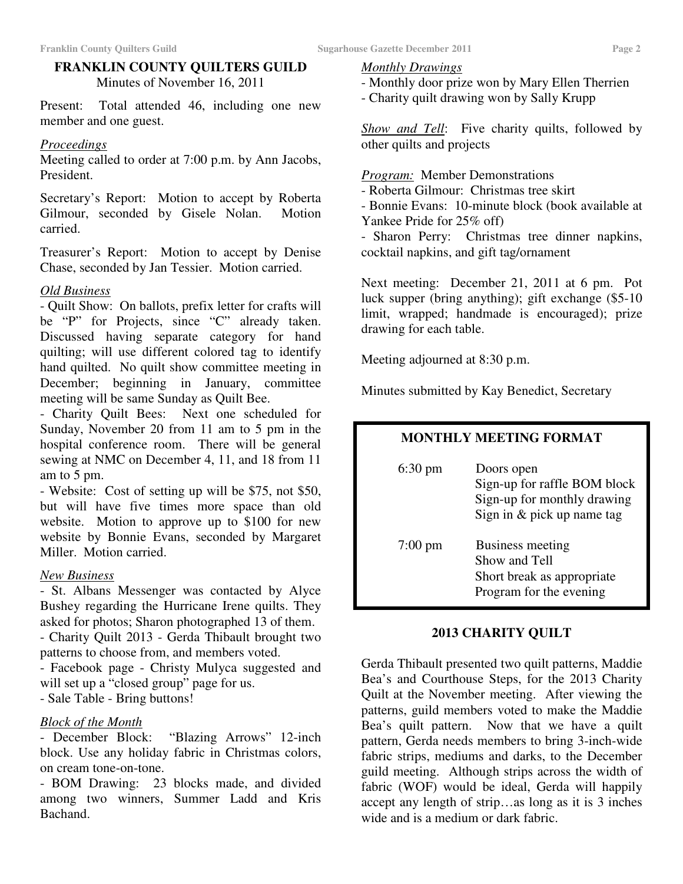## FRANKLIN COUNTY QUILTERS GUILD

Minutes of November 16, 2011

Present: Total attended 46, including one new member and one guest.

*Proceedings*

Meeting called to order at 7:00 p.m. by Ann Jacobs, President.

Secretary's Report: Motion to accept by Roberta Gilmour, seconded by Gisele Nolan. Motion carried.

Treasurer's Report: Motion to accept by Denise Chase, seconded by Jan Tessier. Motion carried.

*Old Business*

- Quilt Show: On ballots, prefix letter for crafts will be "P" for Projects, since "C" already taken. Discussed having separate category for hand quilting; will use different colored tag to identify hand quilted. No quilt show committee meeting in December; beginning in January, committee meeting will be same Sunday as Quilt Bee.
- Charity Quilt Bees: Next one scheduled for Sunday, November 20 from 11 am to 5 pm in the hospital conference room. There will be general sewing at NMC on December 4, 11, and 18 from 11 am to 5 pm.
- Website: Cost of setting up will be $75, not $50, but will have five times more space than old website. Motion to approve up to $100 for new website by Bonnie Evans, seconded by Margaret Miller. Motion carried.

*New Business*

- St. Albans Messenger was contacted by Alyce Bushey regarding the Hurricane Irene quilts. They asked for photos; Sharon photographed 13 of them.
- Charity Quilt 2013 - Gerda Thibault brought two patterns to choose from, and members voted.
- Facebook page - Christy Mulyca suggested and will set up a "closed group" page for us.
- Sale Table - Bring buttons!

*Block of the Month*

- December Block: "Blazing Arrows" 12-inch block. Use any holiday fabric in Christmas colors, on cream tone-on-tone.
- BOM Drawing: 23 blocks made, and divided among two winners, Summer Ladd and Kris Bachand.

*Monthly Drawings*

- Monthly door prize won by Mary Ellen Therrien
- Charity quilt drawing won by Sally Krupp

*Show and Tell*: Five charity quilts, followed by other quilts and projects

*Program:* Member Demonstrations

- Roberta Gilmour: Christmas tree skirt
- Bonnie Evans: 10-minute block (book available at Yankee Pride for 25% off)
- Sharon Perry: Christmas tree dinner napkins, cocktail napkins, and gift tag/ornament

Next meeting: December 21, 2011 at 6 pm. Pot luck supper (bring anything); gift exchange ($5-10 limit, wrapped; handmade is encouraged); prize drawing for each table.

Meeting adjourned at 8:30 p.m.

Minutes submitted by Kay Benedict, Secretary

### MONTHLY MEETING FORMAT

| | |
|---|---|
| 6:30 pm | Doors open<br>Sign-up for raffle BOM block<br>Sign-up for monthly drawing<br>Sign in & pick up name tag |
| 7:00 pm | Business meeting<br>Show and Tell<br>Short break as appropriate<br>Program for the evening |

### 2013 CHARITY QUILT

Gerda Thibault presented two quilt patterns, Maddie Bea's and Courthouse Steps, for the 2013 Charity Quilt at the November meeting. After viewing the patterns, guild members voted to make the Maddie Bea's quilt pattern. Now that we have a quilt pattern, Gerda needs members to bring 3-inch-wide fabric strips, mediums and darks, to the December guild meeting. Although strips across the width of fabric (WOF) would be ideal, Gerda will happily accept any length of strip…as long as it is 3 inches wide and is a medium or dark fabric.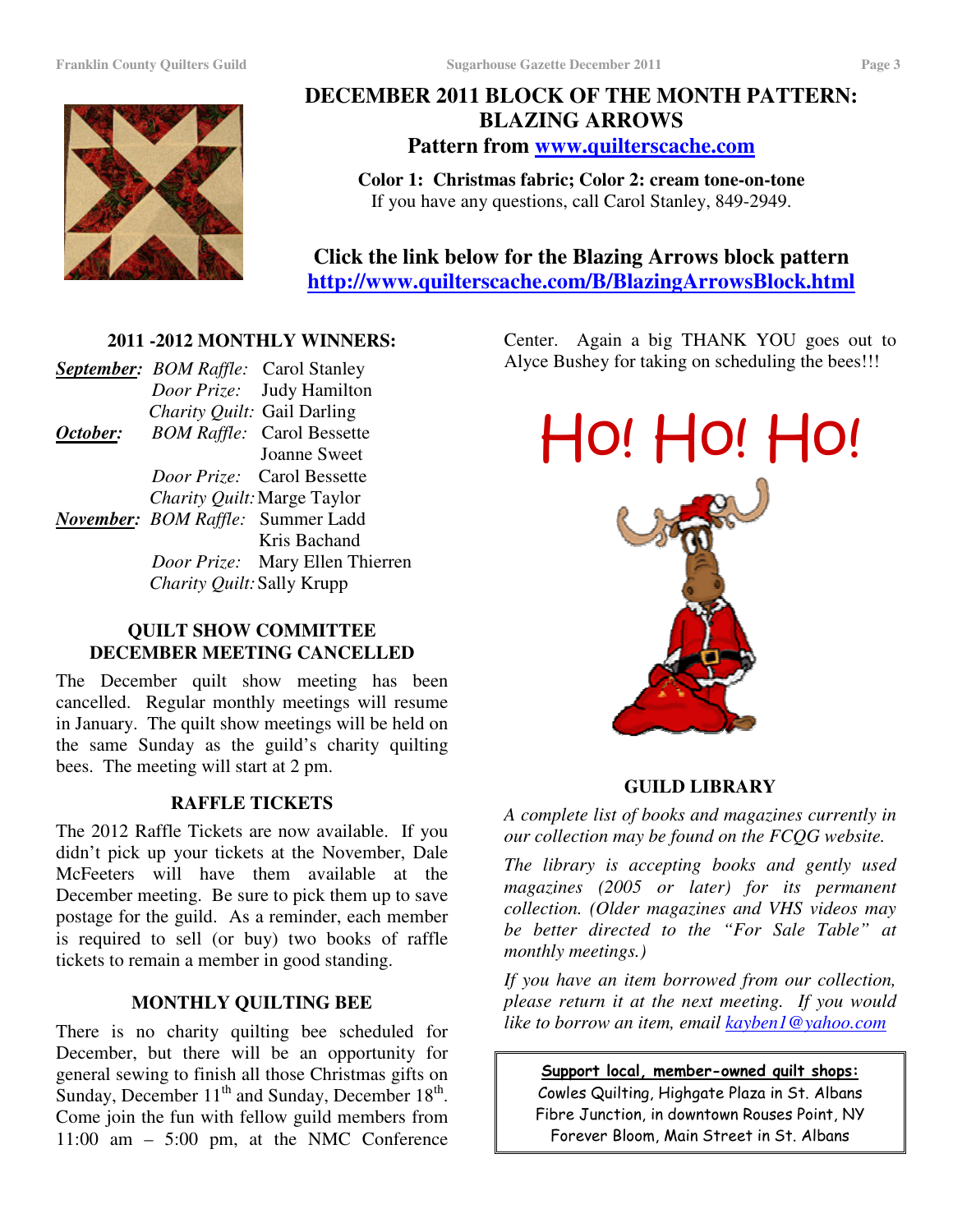# DECEMBER 2011 BLOCK OF THE MONTH PATTERN: BLAZING ARROWS

**Pattern from [www.quilterscache.com](http://www.quilterscache.com)**

**Color 1: Christmas fabric; Color 2: cream tone-on-tone**

If you have any questions, call Carol Stanley, 849-2949.

**Click the link below for the Blazing Arrows block pattern**
**[http://www.quilterscache.com/B/BlazingArrowsBlock.html](http://www.quilterscache.com/B/BlazingArrowsBlock.html)**

## 2011 -2012 MONTHLY WINNERS:

| | | |
|---|---|---|
| ***September:*** | *BOM Raffle:* | Carol Stanley |
| | *Door Prize:* | Judy Hamilton |
| | *Charity Quilt:* | Gail Darling |
| ***October:*** | *BOM Raffle:* | Carol Bessette |
| | | Joanne Sweet |
| | *Door Prize:* | Carol Bessette |
| | *Charity Quilt:* | Marge Taylor |
| ***November:*** | *BOM Raffle:* | Summer Ladd |
| | | Kris Bachand |
| | *Door Prize:* | Mary Ellen Thierren |
| | *Charity Quilt:* | Sally Krupp |

## QUILT SHOW COMMITTEE DECEMBER MEETING CANCELLED

The December quilt show meeting has been cancelled. Regular monthly meetings will resume in January. The quilt show meetings will be held on the same Sunday as the guild's charity quilting bees. The meeting will start at 2 pm.

## RAFFLE TICKETS

The 2012 Raffle Tickets are now available. If you didn't pick up your tickets at the November, Dale McFeeters will have them available at the December meeting. Be sure to pick them up to save postage for the guild. As a reminder, each member is required to sell (or buy) two books of raffle tickets to remain a member in good standing.

## MONTHLY QUILTING BEE

There is no charity quilting bee scheduled for December, but there will be an opportunity for general sewing to finish all those Christmas gifts on Sunday, December 11th and Sunday, December 18th. Come join the fun with fellow guild members from 11:00 am – 5:00 pm, at the NMC Conference Center. Again a big THANK YOU goes out to Alyce Bushey for taking on scheduling the bees!!!

Ho! Ho! Ho!

## GUILD LIBRARY

*A complete list of books and magazines currently in our collection may be found on the FCQG website.*

*The library is accepting books and gently used magazines (2005 or later) for its permanent collection. (Older magazines and VHS videos may be better directed to the "For Sale Table" at monthly meetings.)*

*If you have an item borrowed from our collection, please return it at the next meeting. If you would like to borrow an item, email [kayben1@yahoo.com](mailto:kayben1@yahoo.com)*

**Support local, member-owned quilt shops:**
Cowles Quilting, Highgate Plaza in St. Albans
Fibre Junction, in downtown Rouses Point, NY
Forever Bloom, Main Street in St. Albans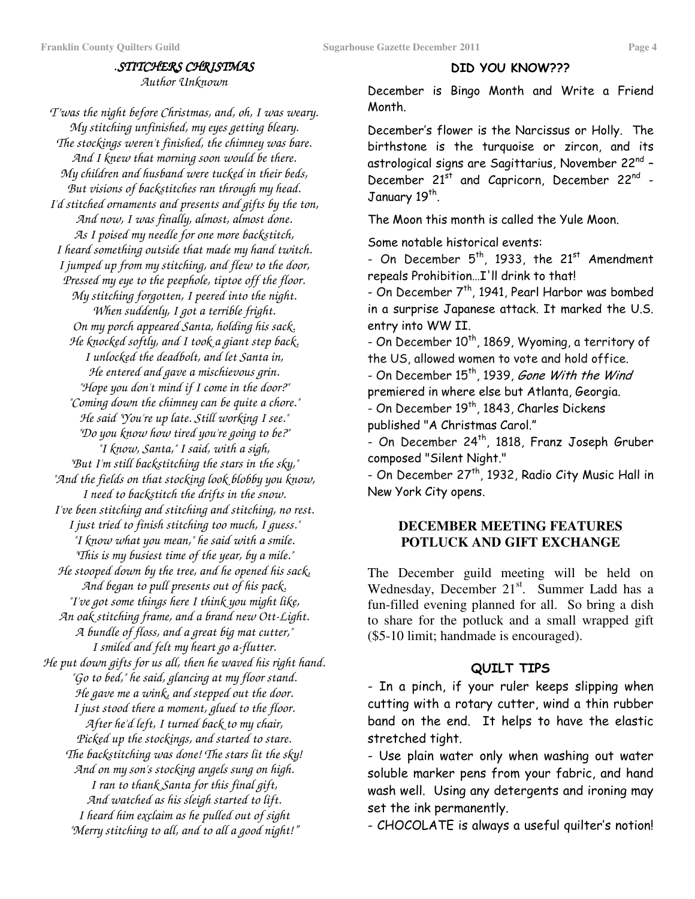## .*STITCHERS CHRISTMAS*

*Author Unknown*

*T'was the night before Christmas, and, oh, I was weary.*
*My stitching unfinished, my eyes getting bleary.*
*The stockings weren't finished, the chimney was bare.*
*And I knew that morning soon would be there.*
*My children and husband were tucked in their beds,*
*But visions of backstitches ran through my head.*
*I'd stitched ornaments and presents and gifts by the ton,*
*And now, I was finally, almost, almost done.*
*As I poised my needle for one more backstitch,*
*I heard something outside that made my hand twitch.*
*I jumped up from my stitching, and flew to the door,*
*Pressed my eye to the peephole, tiptoe off the floor.*
*My stitching forgotten, I peered into the night.*
*When suddenly, I got a terrible fright.*
*On my porch appeared Santa, holding his sack.*
*He knocked softly, and I took a giant step back.*
*I unlocked the deadbolt, and let Santa in,*
*He entered and gave a mischievous grin.*
*"Hope you don't mind if I come in the door?"*
*"Coming down the chimney can be quite a chore."*
*He said "You're up late. Still working I see."*
*"Do you know how tired you're going to be?"*
*"I know, Santa," I said, with a sigh,*
*"But I'm still backstitching the stars in the sky,"*
*"And the fields on that stocking look blobby you know,*
*I need to backstitch the drifts in the snow.*
*I've been stitching and stitching and stitching, no rest.*
*I just tried to finish stitching too much, I guess."*
*"I know what you mean," he said with a smile.*
*"This is my busiest time of the year, by a mile."*
*He stooped down by the tree, and he opened his sack,*
*And began to pull presents out of his pack.*
*"I've got some things here I think you might like,*
*An oak stitching frame, and a brand new Ott-Light.*
*A bundle of floss, and a great big mat cutter,"*
*I smiled and felt my heart go a-flutter.*
*He put down gifts for us all, then he waved his right hand.*
*"Go to bed," he said, glancing at my floor stand.*
*He gave me a wink, and stepped out the door.*
*I just stood there a moment, glued to the floor.*
*After he'd left, I turned back to my chair,*
*Picked up the stockings, and started to stare.*
*The backstitching was done! The stars lit the sky!*
*And on my son's stocking angels sung on high.*
*I ran to thank Santa for this final gift,*
*And watched as his sleigh started to lift.*
*I heard him exclaim as he pulled out of sight*
*"Merry stitching to all, and to all a good night!"*

## DID YOU KNOW???

December is Bingo Month and Write a Friend Month.

December's flower is the Narcissus or Holly. The birthstone is the turquoise or zircon, and its astrological signs are Sagittarius, November 22nd – December 21st and Capricorn, December 22nd - January 19th.

The Moon this month is called the Yule Moon.

Some notable historical events:

- On December 5th, 1933, the 21st Amendment repeals Prohibition…I'll drink to that!
- On December 7th, 1941, Pearl Harbor was bombed in a surprise Japanese attack. It marked the U.S. entry into WW II.
- On December 10th, 1869, Wyoming, a territory of the US, allowed women to vote and hold office.
- On December 15th, 1939, *Gone With the Wind* premiered in where else but Atlanta, Georgia.
- On December 19th, 1843, Charles Dickens published "A Christmas Carol."
- On December 24th, 1818, Franz Joseph Gruber composed "Silent Night."
- On December 27th, 1932, Radio City Music Hall in New York City opens.

## DECEMBER MEETING FEATURES POTLUCK AND GIFT EXCHANGE

The December guild meeting will be held on Wednesday, December 21st. Summer Ladd has a fun-filled evening planned for all. So bring a dish to share for the potluck and a small wrapped gift ($5-10 limit; handmade is encouraged).

## QUILT TIPS

- In a pinch, if your ruler keeps slipping when cutting with a rotary cutter, wind a thin rubber band on the end. It helps to have the elastic stretched tight.
- Use plain water only when washing out water soluble marker pens from your fabric, and hand wash well. Using any detergents and ironing may set the ink permanently.
- CHOCOLATE is always a useful quilter's notion!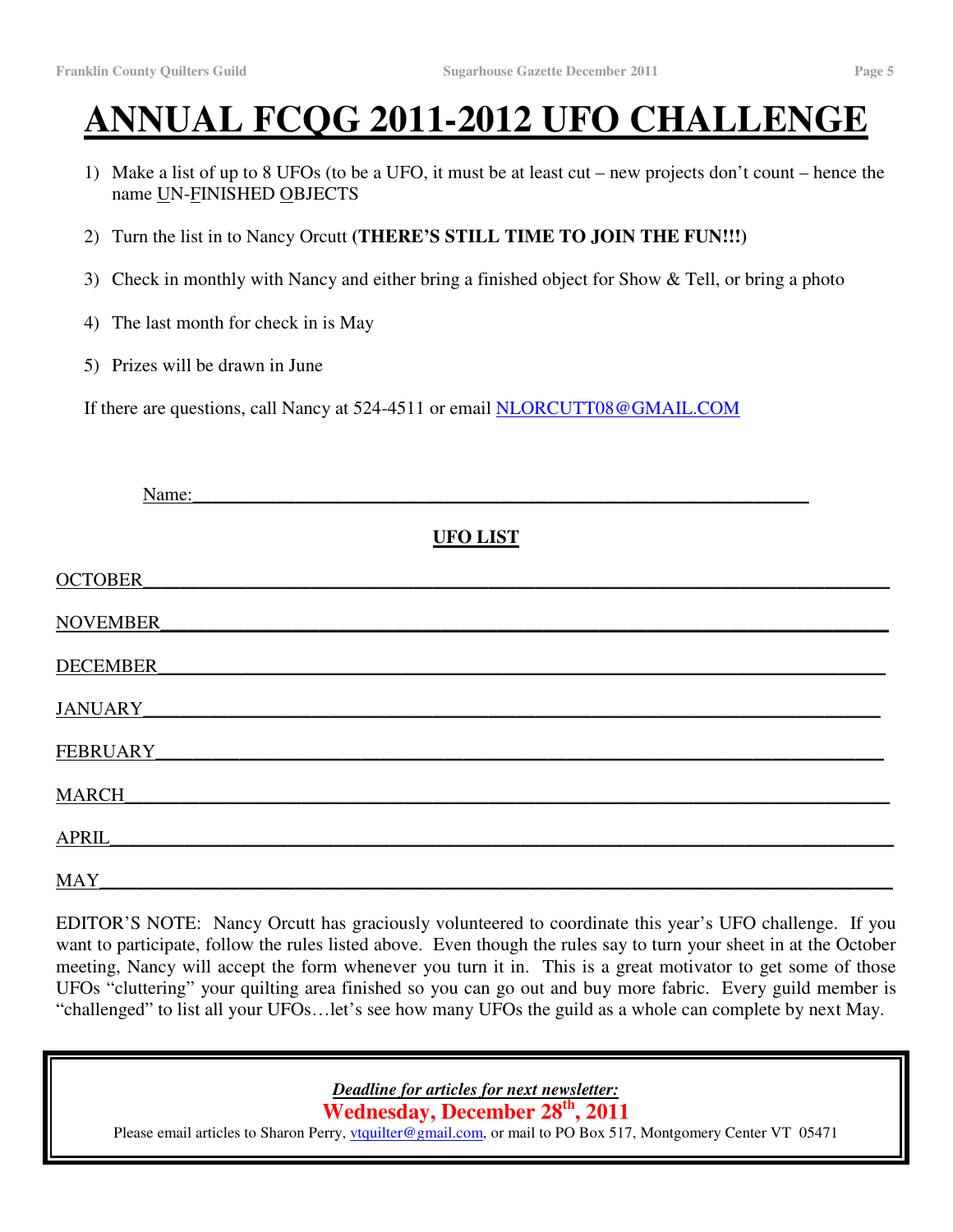# ANNUAL FCQG 2011-2012 UFO CHALLENGE

1) Make a list of up to 8 UFOs (to be a UFO, it must be at least cut – new projects don't count – hence the name UN-FINISHED OBJECTS
2) Turn the list in to Nancy Orcutt **(THERE'S STILL TIME TO JOIN THE FUN!!!)**
3) Check in monthly with Nancy and either bring a finished object for Show & Tell, or bring a photo
4) The last month for check in is May
5) Prizes will be drawn in June

If there are questions, call Nancy at 524-4511 or email NLORCUTT08@GMAIL.COM

Name:________________________________________________________________

**UFO LIST**

OCTOBER_______________________________________________________________

NOVEMBER______________________________________________________________

DECEMBER______________________________________________________________

JANUARY_______________________________________________________________

FEBRUARY______________________________________________________________

MARCH_________________________________________________________________

APRIL_________________________________________________________________

MAY___________________________________________________________________

EDITOR'S NOTE: Nancy Orcutt has graciously volunteered to coordinate this year's UFO challenge. If you want to participate, follow the rules listed above. Even though the rules say to turn your sheet in at the October meeting, Nancy will accept the form whenever you turn it in. This is a great motivator to get some of those UFOs "cluttering" your quilting area finished so you can go out and buy more fabric. Every guild member is "challenged" to list all your UFOs…let's see how many UFOs the guild as a whole can complete by next May.

***Deadline for articles for next newsletter:***

**Wednesday, December 28th, 2011**

Please email articles to Sharon Perry, vtquilter@gmail.com, or mail to PO Box 517, Montgomery Center VT 05471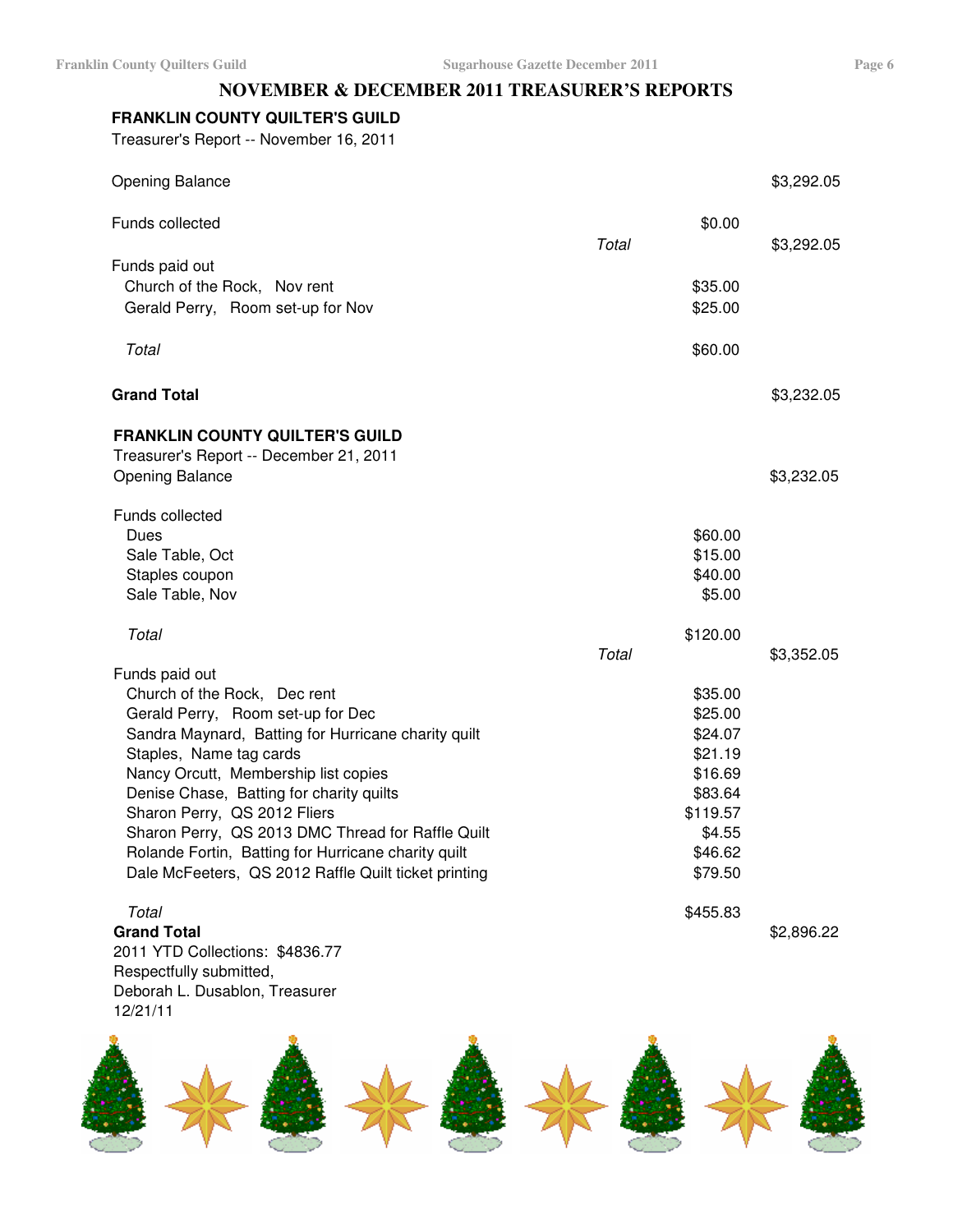# NOVEMBER & DECEMBER 2011 TREASURER'S REPORTS

**FRANKLIN COUNTY QUILTER'S GUILD**
Treasurer's Report -- November 16, 2011

| | | | |
|---|---|---|---|
| Opening Balance | | | $3,292.05 |
| Funds collected | | $0.00 | |
| | *Total* | | $3,292.05 |
| Funds paid out | | | |
| Church of the Rock, Nov rent | | $35.00 | |
| Gerald Perry, Room set-up for Nov | | $25.00 | |
| *Total* | | $60.00 | |
| **Grand Total** | | | $3,232.05 |

**FRANKLIN COUNTY QUILTER'S GUILD**
Treasurer's Report -- December 21, 2011

| | | | |
|---|---|---|---|
| Opening Balance | | | $3,232.05 |
| Funds collected | | | |
| Dues | | $60.00 | |
| Sale Table, Oct | | $15.00 | |
| Staples coupon | | $40.00 | |
| Sale Table, Nov | | $5.00 | |
| *Total* | | $120.00 | |
| | *Total* | | $3,352.05 |
| Funds paid out | | | |
| Church of the Rock, Dec rent | | $35.00 | |
| Gerald Perry, Room set-up for Dec | | $25.00 | |
| Sandra Maynard, Batting for Hurricane charity quilt | | $24.07 | |
| Staples, Name tag cards | | $21.19 | |
| Nancy Orcutt, Membership list copies | | $16.69 | |
| Denise Chase, Batting for charity quilts | | $83.64 | |
| Sharon Perry, QS 2012 Fliers | | $119.57 | |
| Sharon Perry, QS 2013 DMC Thread for Raffle Quilt | | $4.55 | |
| Rolande Fortin, Batting for Hurricane charity quilt | | $46.62 | |
| Dale McFeeters, QS 2012 Raffle Quilt ticket printing | | $79.50 | |
| *Total* | | $455.83 | |
| **Grand Total** | | | $2,896.22 |

2011 YTD Collections: $4836.77
Respectfully submitted,
Deborah L. Dusablon, Treasurer
12/21/11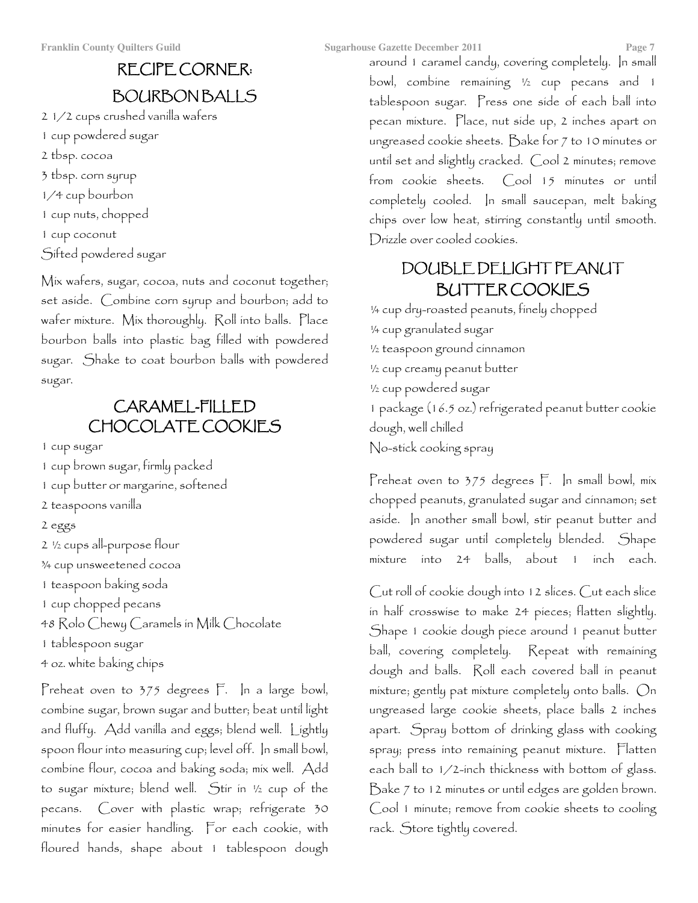# RECIPE CORNER:

## BOURBON BALLS

2 1/2 cups crushed vanilla wafers
1 cup powdered sugar
2 tbsp. cocoa
3 tbsp. corn syrup
1/4 cup bourbon
1 cup nuts, chopped
1 cup coconut
Sifted powdered sugar

Mix wafers, sugar, cocoa, nuts and coconut together; set aside. Combine corn syrup and bourbon; add to wafer mixture. Mix thoroughly. Roll into balls. Place bourbon balls into plastic bag filled with powdered sugar. Shake to coat bourbon balls with powdered sugar.

## CARAMEL-FILLED CHOCOLATE COOKIES

1 cup sugar
1 cup brown sugar, firmly packed
1 cup butter or margarine, softened
2 teaspoons vanilla
2 eggs
2 ½ cups all-purpose flour
¾ cup unsweetened cocoa
1 teaspoon baking soda
1 cup chopped pecans
48 Rolo Chewy Caramels in Milk Chocolate
1 tablespoon sugar
4 oz. white baking chips

Preheat oven to 375 degrees F. In a large bowl, combine sugar, brown sugar and butter; beat until light and fluffy. Add vanilla and eggs; blend well. Lightly spoon flour into measuring cup; level off. In small bowl, combine flour, cocoa and baking soda; mix well. Add to sugar mixture; blend well. Stir in ½ cup of the pecans. Cover with plastic wrap; refrigerate 30 minutes for easier handling. For each cookie, with floured hands, shape about 1 tablespoon dough around 1 caramel candy, covering completely. In small bowl, combine remaining ½ cup pecans and 1 tablespoon sugar. Press one side of each ball into pecan mixture. Place, nut side up, 2 inches apart on ungreased cookie sheets. Bake for 7 to 10 minutes or until set and slightly cracked. Cool 2 minutes; remove from cookie sheets. Cool 15 minutes or until completely cooled. In small saucepan, melt baking chips over low heat, stirring constantly until smooth. Drizzle over cooled cookies.

## DOUBLE DELIGHT PEANUT BUTTER COOKIES

¼ cup dry-roasted peanuts, finely chopped
¼ cup granulated sugar
½ teaspoon ground cinnamon
½ cup creamy peanut butter
½ cup powdered sugar
1 package (16.5 oz.) refrigerated peanut butter cookie dough, well chilled
No-stick cooking spray

Preheat oven to 375 degrees F. In small bowl, mix chopped peanuts, granulated sugar and cinnamon; set aside. In another small bowl, stir peanut butter and powdered sugar until completely blended. Shape mixture into 24 balls, about 1 inch each.

Cut roll of cookie dough into 12 slices. Cut each slice in half crosswise to make 24 pieces; flatten slightly. Shape 1 cookie dough piece around 1 peanut butter ball, covering completely. Repeat with remaining dough and balls. Roll each covered ball in peanut mixture; gently pat mixture completely onto balls. On ungreased large cookie sheets, place balls 2 inches apart. Spray bottom of drinking glass with cooking spray; press into remaining peanut mixture. Flatten each ball to 1/2-inch thickness with bottom of glass. Bake 7 to 12 minutes or until edges are golden brown. Cool 1 minute; remove from cookie sheets to cooling rack. Store tightly covered.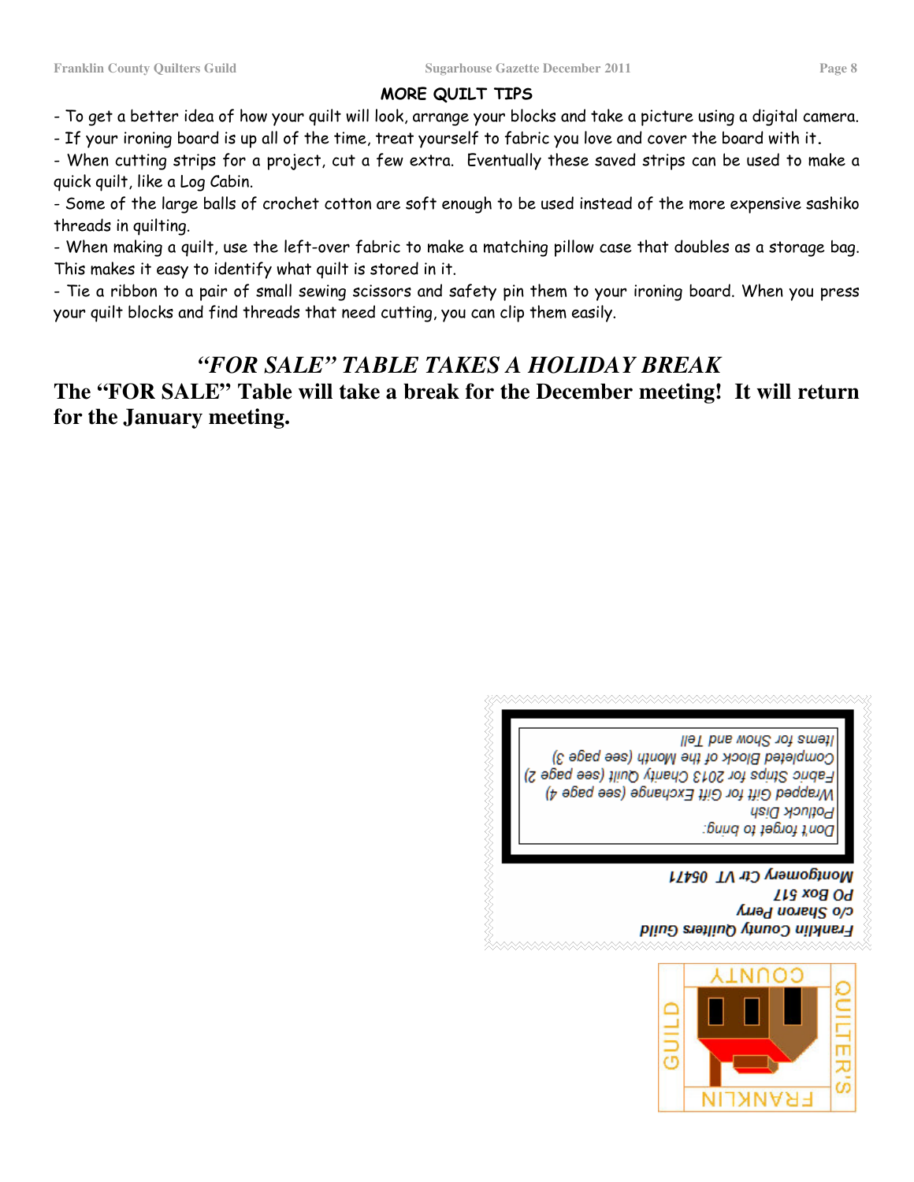## MORE QUILT TIPS

- To get a better idea of how your quilt will look, arrange your blocks and take a picture using a digital camera.
- If your ironing board is up all of the time, treat yourself to fabric you love and cover the board with it.
- When cutting strips for a project, cut a few extra. Eventually these saved strips can be used to make a quick quilt, like a Log Cabin.
- Some of the large balls of crochet cotton are soft enough to be used instead of the more expensive sashiko threads in quilting.
- When making a quilt, use the left-over fabric to make a matching pillow case that doubles as a storage bag. This makes it easy to identify what quilt is stored in it.
- Tie a ribbon to a pair of small sewing scissors and safety pin them to your ironing board. When you press your quilt blocks and find threads that need cutting, you can clip them easily.

## *"FOR SALE" TABLE TAKES A HOLIDAY BREAK*

**The "FOR SALE" Table will take a break for the December meeting! It will return for the January meeting.**

*Don't forget to bring:*
*Potluck Dish*
*Wrapped Gift for Gift Exchange (see page 4)*
*Fabric Strips for 2013 Charity Quilt (see page 2)*
*Completed Block of the Month (see page 3)*
*Items for Show and Tell*

*Franklin County Quilters Guild*
*c/o Sharon Perry*
*PO Box 517*
*Montgomery Ctr VT 05471*

FRANKLIN COUNTY QUILTER'S GUILD